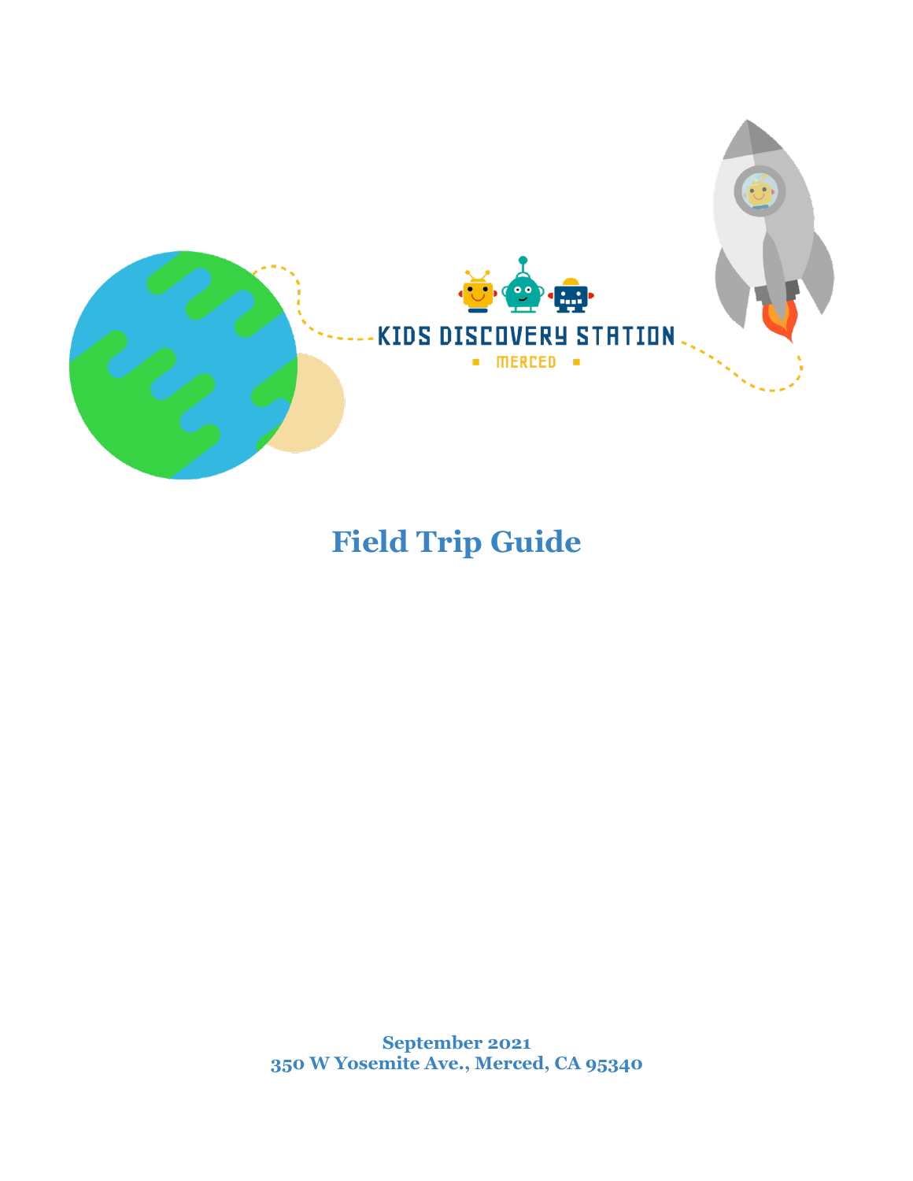KIDS DISCOVERY STATION

MERCED

# Field Trip Guide

**September 2021**
**350 W Yosemite Ave., Merced, CA 95340**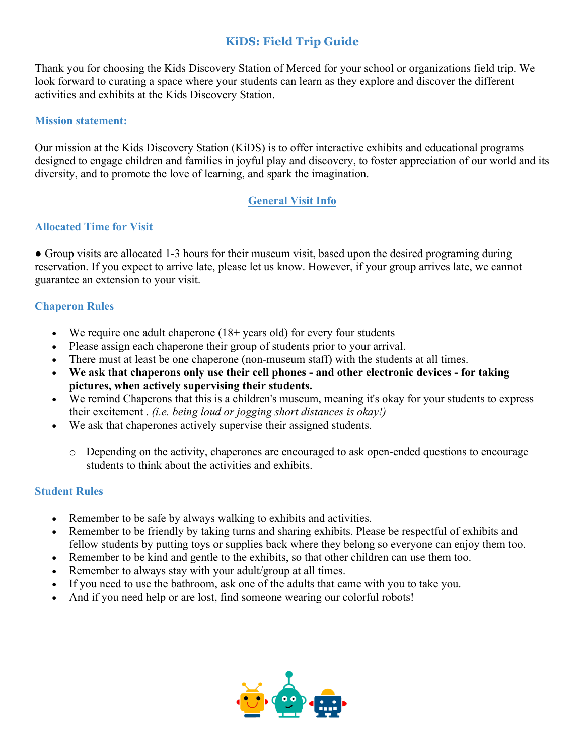# KiDS: Field Trip Guide

Thank you for choosing the Kids Discovery Station of Merced for your school or organizations field trip. We look forward to curating a space where your students can learn as they explore and discover the different activities and exhibits at the Kids Discovery Station.

### Mission statement:

Our mission at the Kids Discovery Station (KiDS) is to offer interactive exhibits and educational programs designed to engage children and families in joyful play and discovery, to foster appreciation of our world and its diversity, and to promote the love of learning, and spark the imagination.

## General Visit Info

### Allocated Time for Visit

● Group visits are allocated 1-3 hours for their museum visit, based upon the desired programing during reservation. If you expect to arrive late, please let us know. However, if your group arrives late, we cannot guarantee an extension to your visit.

### Chaperon Rules

- We require one adult chaperone (18+ years old) for every four students
- Please assign each chaperone their group of students prior to your arrival.
- There must at least be one chaperone (non-museum staff) with the students at all times.
- **We ask that chaperons only use their cell phones - and other electronic devices - for taking pictures, when actively supervising their students.**
- We remind Chaperons that this is a children's museum, meaning it's okay for your students to express their excitement . *(i.e. being loud or jogging short distances is okay!)*
- We ask that chaperones actively supervise their assigned students.
  - Depending on the activity, chaperones are encouraged to ask open-ended questions to encourage students to think about the activities and exhibits.

### Student Rules

- Remember to be safe by always walking to exhibits and activities.
- Remember to be friendly by taking turns and sharing exhibits. Please be respectful of exhibits and fellow students by putting toys or supplies back where they belong so everyone can enjoy them too.
- Remember to be kind and gentle to the exhibits, so that other children can use them too.
- Remember to always stay with your adult/group at all times.
- If you need to use the bathroom, ask one of the adults that came with you to take you.
- And if you need help or are lost, find someone wearing our colorful robots!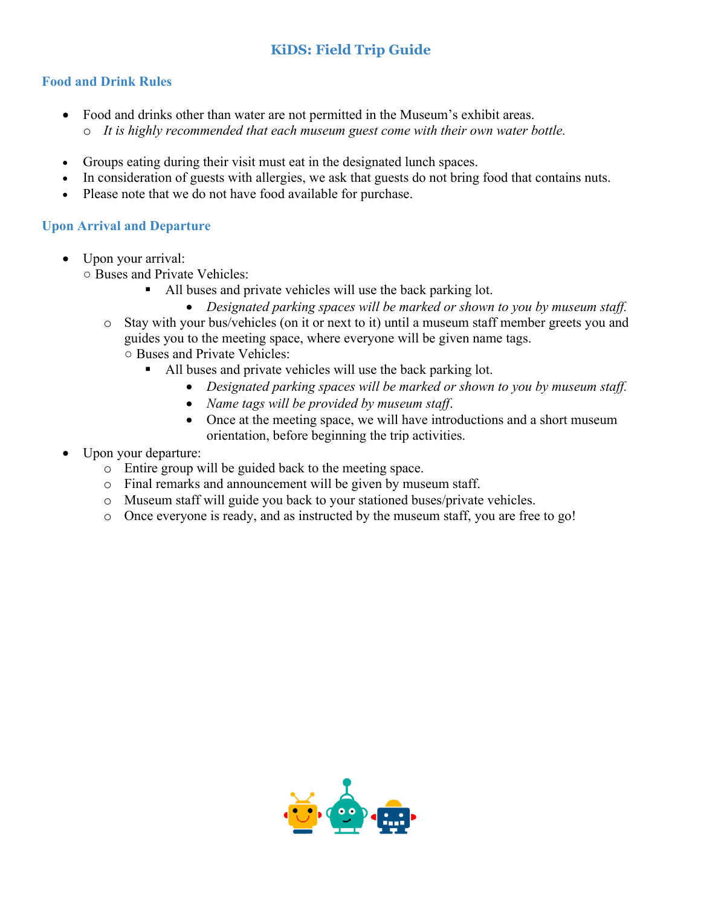## KiDS: Field Trip Guide

### Food and Drink Rules

- Food and drinks other than water are not permitted in the Museum's exhibit areas.
  - *It is highly recommended that each museum guest come with their own water bottle.*

- Groups eating during their visit must eat in the designated lunch spaces.
- In consideration of guests with allergies, we ask that guests do not bring food that contains nuts.
- Please note that we do not have food available for purchase.

### Upon Arrival and Departure

- Upon your arrival:
  - Buses and Private Vehicles:
    - All buses and private vehicles will use the back parking lot.
      - *Designated parking spaces will be marked or shown to you by museum staff.*
  - Stay with your bus/vehicles (on it or next to it) until a museum staff member greets you and guides you to the meeting space, where everyone will be given name tags.
    - Buses and Private Vehicles:
      - All buses and private vehicles will use the back parking lot.
        - *Designated parking spaces will be marked or shown to you by museum staff.*
        - *Name tags will be provided by museum staff.*
        - Once at the meeting space, we will have introductions and a short museum orientation, before beginning the trip activities.
- Upon your departure:
  - Entire group will be guided back to the meeting space.
  - Final remarks and announcement will be given by museum staff.
  - Museum staff will guide you back to your stationed buses/private vehicles.
  - Once everyone is ready, and as instructed by the museum staff, you are free to go!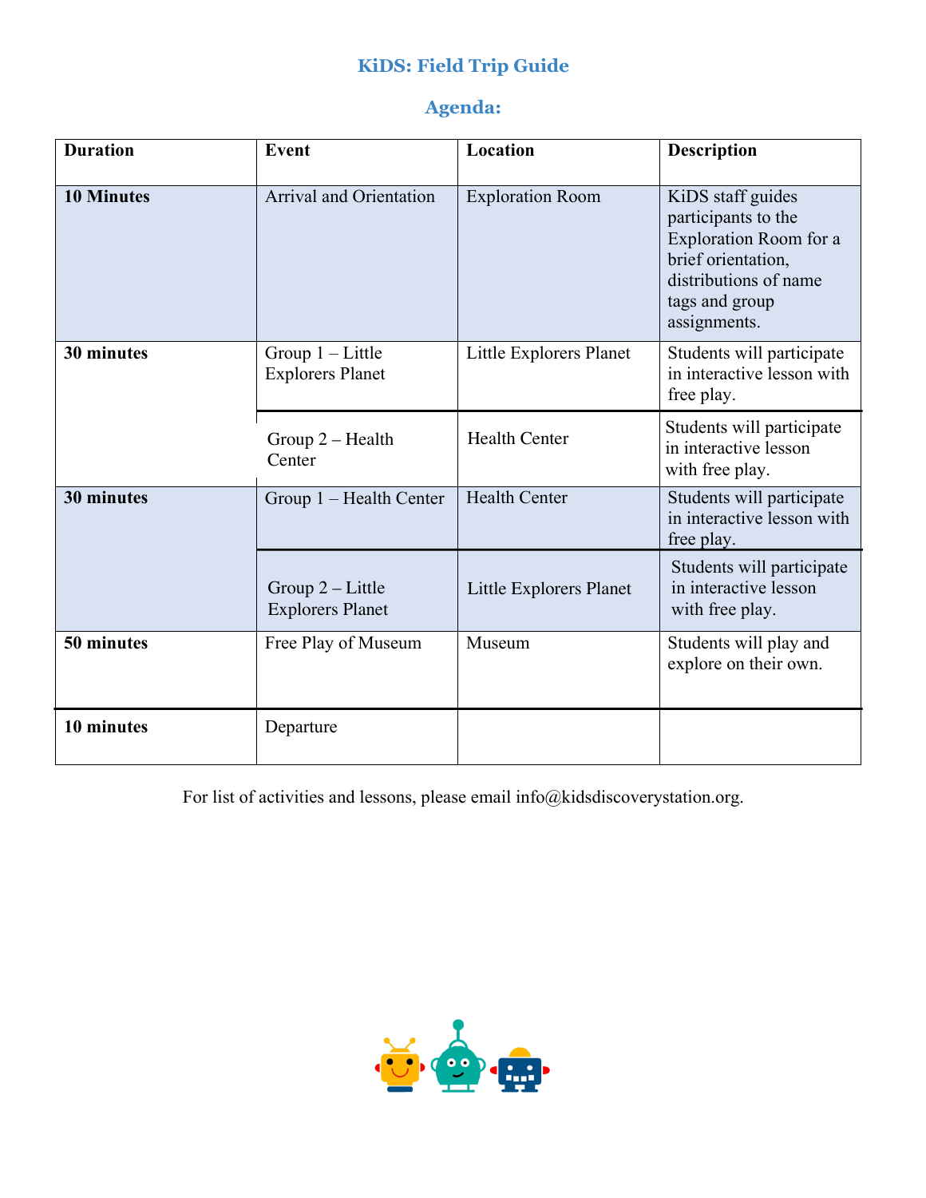# KiDS: Field Trip Guide

## Agenda:

| Duration | Event | Location | Description |
|---|---|---|---|
| **10 Minutes** | Arrival and Orientation | Exploration Room | KiDS staff guides participants to the Exploration Room for a brief orientation, distributions of name tags and group assignments. |
| **30 minutes** | Group 1 – Little Explorers Planet | Little Explorers Planet | Students will participate in interactive lesson with free play. |
| | Group 2 – Health Center | Health Center | Students will participate in interactive lesson with free play. |
| **30 minutes** | Group 1 – Health Center | Health Center | Students will participate in interactive lesson with free play. |
| | Group 2 – Little Explorers Planet | Little Explorers Planet | Students will participate in interactive lesson with free play. |
| **50 minutes** | Free Play of Museum | Museum | Students will play and explore on their own. |
| **10 minutes** | Departure | | |

For list of activities and lessons, please email info@kidsdiscoverystation.org.